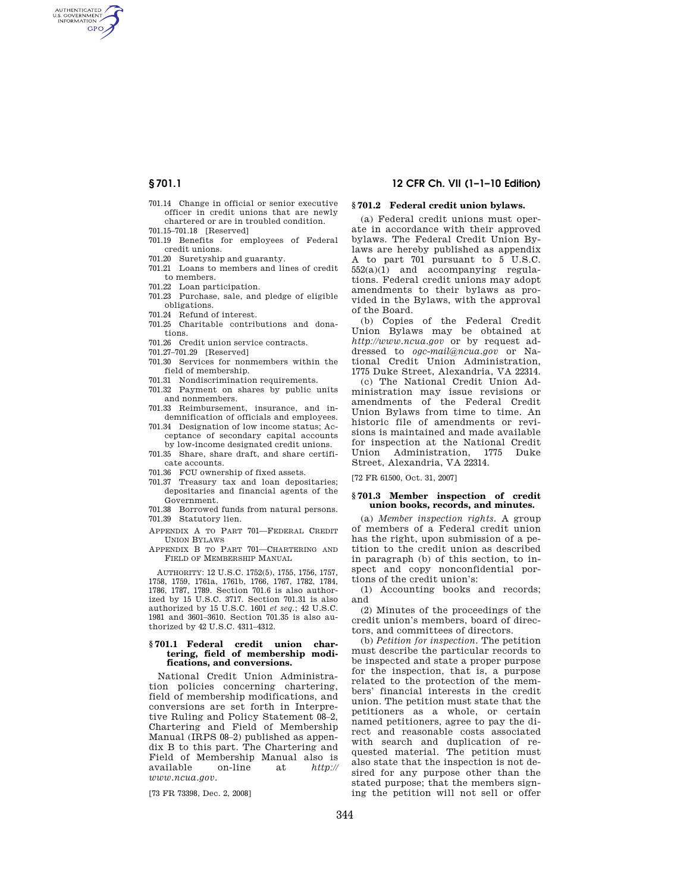701.14 Change in official or senior executive officer in credit unions that are newly chartered or are in troubled condition.
701.15–701.18 [Reserved]
701.19 Benefits for employees of Federal credit unions.
701.20 Suretyship and guaranty.
701.21 Loans to members and lines of credit to members.
701.22 Loan participation.
701.23 Purchase, sale, and pledge of eligible obligations.
701.24 Refund of interest.
701.25 Charitable contributions and donations.
701.26 Credit union service contracts.
701.27–701.29 [Reserved]
701.30 Services for nonmembers within the field of membership.
701.31 Nondiscrimination requirements.
701.32 Payment on shares by public units and nonmembers.
701.33 Reimbursement, insurance, and indemnification of officials and employees.
701.34 Designation of low income status; Acceptance of secondary capital accounts by low-income designated credit unions.
701.35 Share, share draft, and share certificate accounts.
701.36 FCU ownership of fixed assets.
701.37 Treasury tax and loan depositaries; depositaries and financial agents of the Government.
701.38 Borrowed funds from natural persons.
701.39 Statutory lien.

APPENDIX A TO PART 701—FEDERAL CREDIT UNION BYLAWS

APPENDIX B TO PART 701—CHARTERING AND FIELD OF MEMBERSHIP MANUAL

AUTHORITY: 12 U.S.C. 1752(5), 1755, 1756, 1757, 1758, 1759, 1761a, 1761b, 1766, 1767, 1782, 1784, 1786, 1787, 1789. Section 701.6 is also authorized by 15 U.S.C. 3717. Section 701.31 is also authorized by 15 U.S.C. 1601 *et seq.*; 42 U.S.C. 1981 and 3601–3610. Section 701.35 is also authorized by 42 U.S.C. 4311–4312.

### § 701.1 Federal credit union chartering, field of membership modifications, and conversions.

National Credit Union Administration policies concerning chartering, field of membership modifications, and conversions are set forth in Interpretive Ruling and Policy Statement 08–2, Chartering and Field of Membership Manual (IRPS 08–2) published as appendix B to this part. The Chartering and Field of Membership Manual also is available on-line at *http://www.ncua.gov*.

[73 FR 73398, Dec. 2, 2008]

### § 701.2 Federal credit union bylaws.

(a) Federal credit unions must operate in accordance with their approved bylaws. The Federal Credit Union Bylaws are hereby published as appendix A to part 701 pursuant to 5 U.S.C. 552(a)(1) and accompanying regulations. Federal credit unions may adopt amendments to their bylaws as provided in the Bylaws, with the approval of the Board.

(b) Copies of the Federal Credit Union Bylaws may be obtained at *http://www.ncua.gov* or by request addressed to *ogc-mail@ncua.gov* or National Credit Union Administration, 1775 Duke Street, Alexandria, VA 22314.

(c) The National Credit Union Administration may issue revisions or amendments of the Federal Credit Union Bylaws from time to time. An historic file of amendments or revisions is maintained and made available for inspection at the National Credit Union Administration, 1775 Duke Street, Alexandria, VA 22314.

[72 FR 61500, Oct. 31, 2007]

### § 701.3 Member inspection of credit union books, records, and minutes.

(a) *Member inspection rights.* A group of members of a Federal credit union has the right, upon submission of a petition to the credit union as described in paragraph (b) of this section, to inspect and copy nonconfidential portions of the credit union's:

(1) Accounting books and records; and

(2) Minutes of the proceedings of the credit union's members, board of directors, and committees of directors.

(b) *Petition for inspection.* The petition must describe the particular records to be inspected and state a proper purpose for the inspection, that is, a purpose related to the protection of the members' financial interests in the credit union. The petition must state that the petitioners as a whole, or certain named petitioners, agree to pay the direct and reasonable costs associated with search and duplication of requested material. The petition must also state that the inspection is not desired for any purpose other than the stated purpose; that the members signing the petition will not sell or offer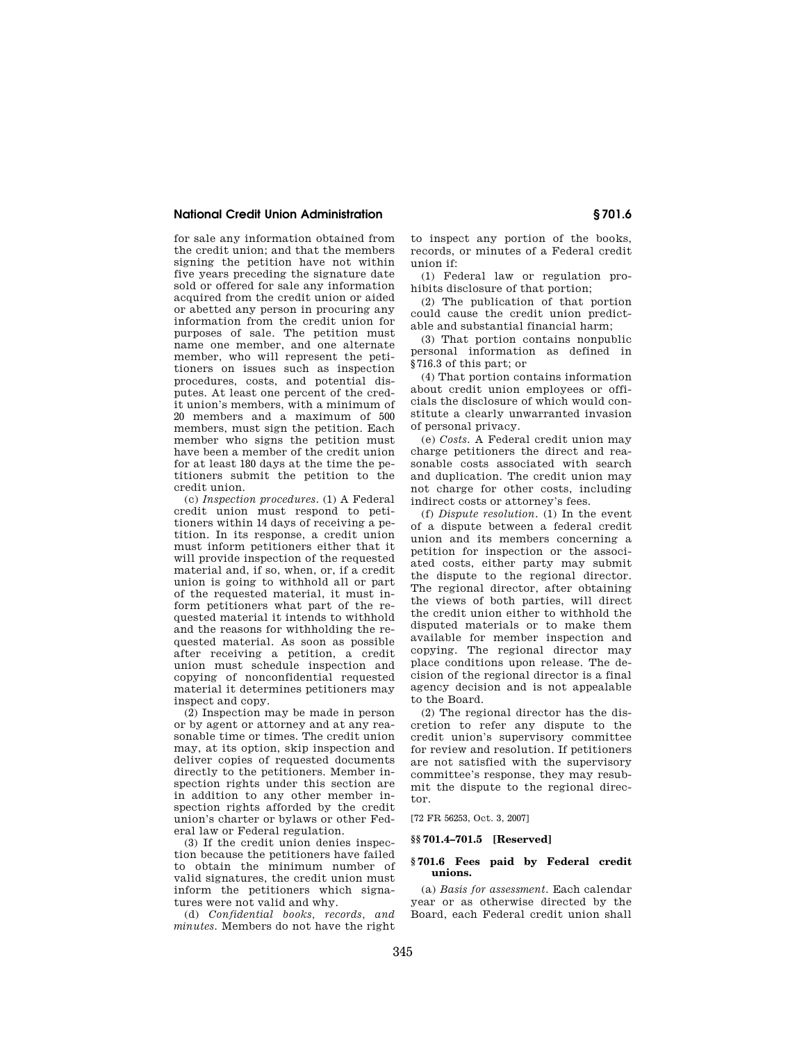for sale any information obtained from the credit union; and that the members signing the petition have not within five years preceding the signature date sold or offered for sale any information acquired from the credit union or aided or abetted any person in procuring any information from the credit union for purposes of sale. The petition must name one member, and one alternate member, who will represent the petitioners on issues such as inspection procedures, costs, and potential disputes. At least one percent of the credit union's members, with a minimum of 20 members and a maximum of 500 members, must sign the petition. Each member who signs the petition must have been a member of the credit union for at least 180 days at the time the petitioners submit the petition to the credit union.

(c) *Inspection procedures.* (1) A Federal credit union must respond to petitioners within 14 days of receiving a petition. In its response, a credit union must inform petitioners either that it will provide inspection of the requested material and, if so, when, or, if a credit union is going to withhold all or part of the requested material, it must inform petitioners what part of the requested material it intends to withhold and the reasons for withholding the requested material. As soon as possible after receiving a petition, a credit union must schedule inspection and copying of nonconfidential requested material it determines petitioners may inspect and copy.

(2) Inspection may be made in person or by agent or attorney and at any reasonable time or times. The credit union may, at its option, skip inspection and deliver copies of requested documents directly to the petitioners. Member inspection rights under this section are in addition to any other member inspection rights afforded by the credit union's charter or bylaws or other Federal law or Federal regulation.

(3) If the credit union denies inspection because the petitioners have failed to obtain the minimum number of valid signatures, the credit union must inform the petitioners which signatures were not valid and why.

(d) *Confidential books, records, and minutes.* Members do not have the right to inspect any portion of the books, records, or minutes of a Federal credit union if:

(1) Federal law or regulation prohibits disclosure of that portion;

(2) The publication of that portion could cause the credit union predictable and substantial financial harm;

(3) That portion contains nonpublic personal information as defined in §716.3 of this part; or

(4) That portion contains information about credit union employees or officials the disclosure of which would constitute a clearly unwarranted invasion of personal privacy.

(e) *Costs.* A Federal credit union may charge petitioners the direct and reasonable costs associated with search and duplication. The credit union may not charge for other costs, including indirect costs or attorney's fees.

(f) *Dispute resolution.* (1) In the event of a dispute between a federal credit union and its members concerning a petition for inspection or the associated costs, either party may submit the dispute to the regional director. The regional director, after obtaining the views of both parties, will direct the credit union either to withhold the disputed materials or to make them available for member inspection and copying. The regional director may place conditions upon release. The decision of the regional director is a final agency decision and is not appealable to the Board.

(2) The regional director has the discretion to refer any dispute to the credit union's supervisory committee for review and resolution. If petitioners are not satisfied with the supervisory committee's response, they may resubmit the dispute to the regional director.

[72 FR 56253, Oct. 3, 2007]

### §§ 701.4–701.5 [Reserved]

### § 701.6 Fees paid by Federal credit unions.

(a) *Basis for assessment.* Each calendar year or as otherwise directed by the Board, each Federal credit union shall